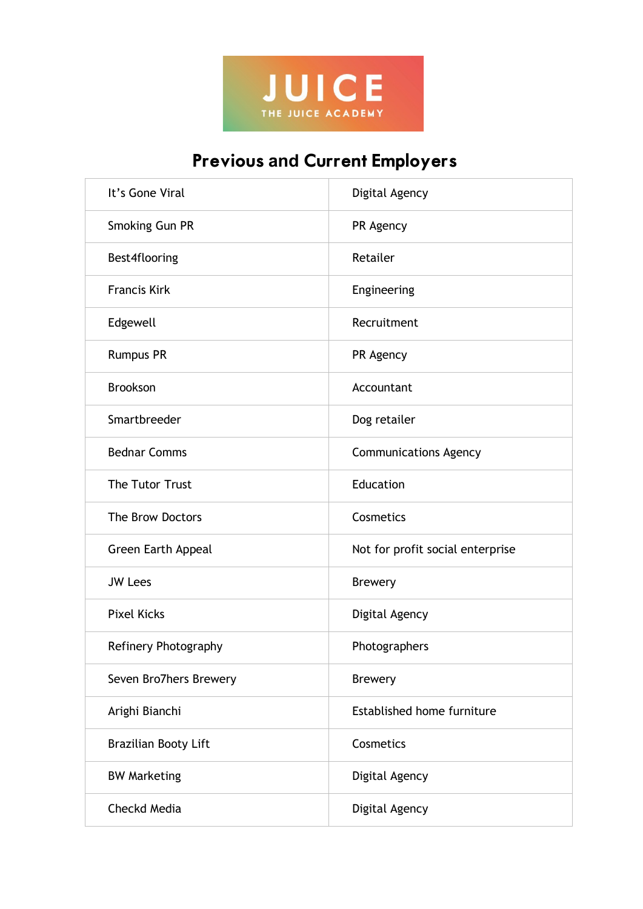JUICE

THE JUICE ACADEMY

# Previous and Current Employers

| | |
|---|---|
| It's Gone Viral | Digital Agency |
| Smoking Gun PR | PR Agency |
| Best4flooring | Retailer |
| Francis Kirk | Engineering |
| Edgewell | Recruitment |
| Rumpus PR | PR Agency |
| Brookson | Accountant |
| Smartbreeder | Dog retailer |
| Bednar Comms | Communications Agency |
| The Tutor Trust | Education |
| The Brow Doctors | Cosmetics |
| Green Earth Appeal | Not for profit social enterprise |
| JW Lees | Brewery |
| Pixel Kicks | Digital Agency |
| Refinery Photography | Photographers |
| Seven Bro7hers Brewery | Brewery |
| Arighi Bianchi | Established home furniture |
| Brazilian Booty Lift | Cosmetics |
| BW Marketing | Digital Agency |
| Checkd Media | Digital Agency |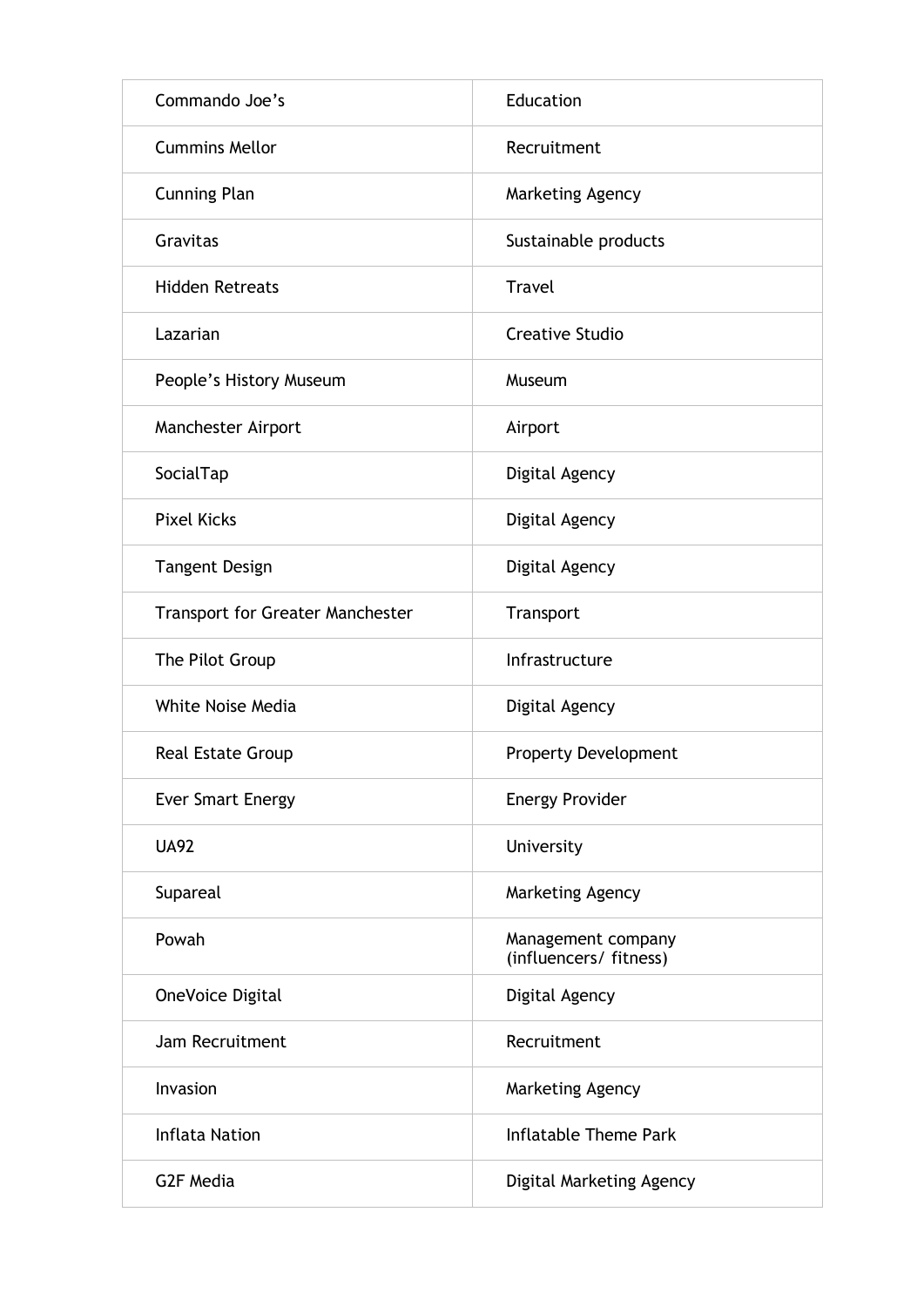| Commando Joe’s | Education |
| --- | --- |
| Cummins Mellor | Recruitment |
| Cunning Plan | Marketing Agency |
| Gravitas | Sustainable products |
| Hidden Retreats | Travel |
| Lazarian | Creative Studio |
| People’s History Museum | Museum |
| Manchester Airport | Airport |
| SocialTap | Digital Agency |
| Pixel Kicks | Digital Agency |
| Tangent Design | Digital Agency |
| Transport for Greater Manchester | Transport |
| The Pilot Group | Infrastructure |
| White Noise Media | Digital Agency |
| Real Estate Group | Property Development |
| Ever Smart Energy | Energy Provider |
| UA92 | University |
| Supareal | Marketing Agency |
| Powah | Management company (influencers/ fitness) |
| OneVoice Digital | Digital Agency |
| Jam Recruitment | Recruitment |
| Invasion | Marketing Agency |
| Inflata Nation | Inflatable Theme Park |
| G2F Media | Digital Marketing Agency |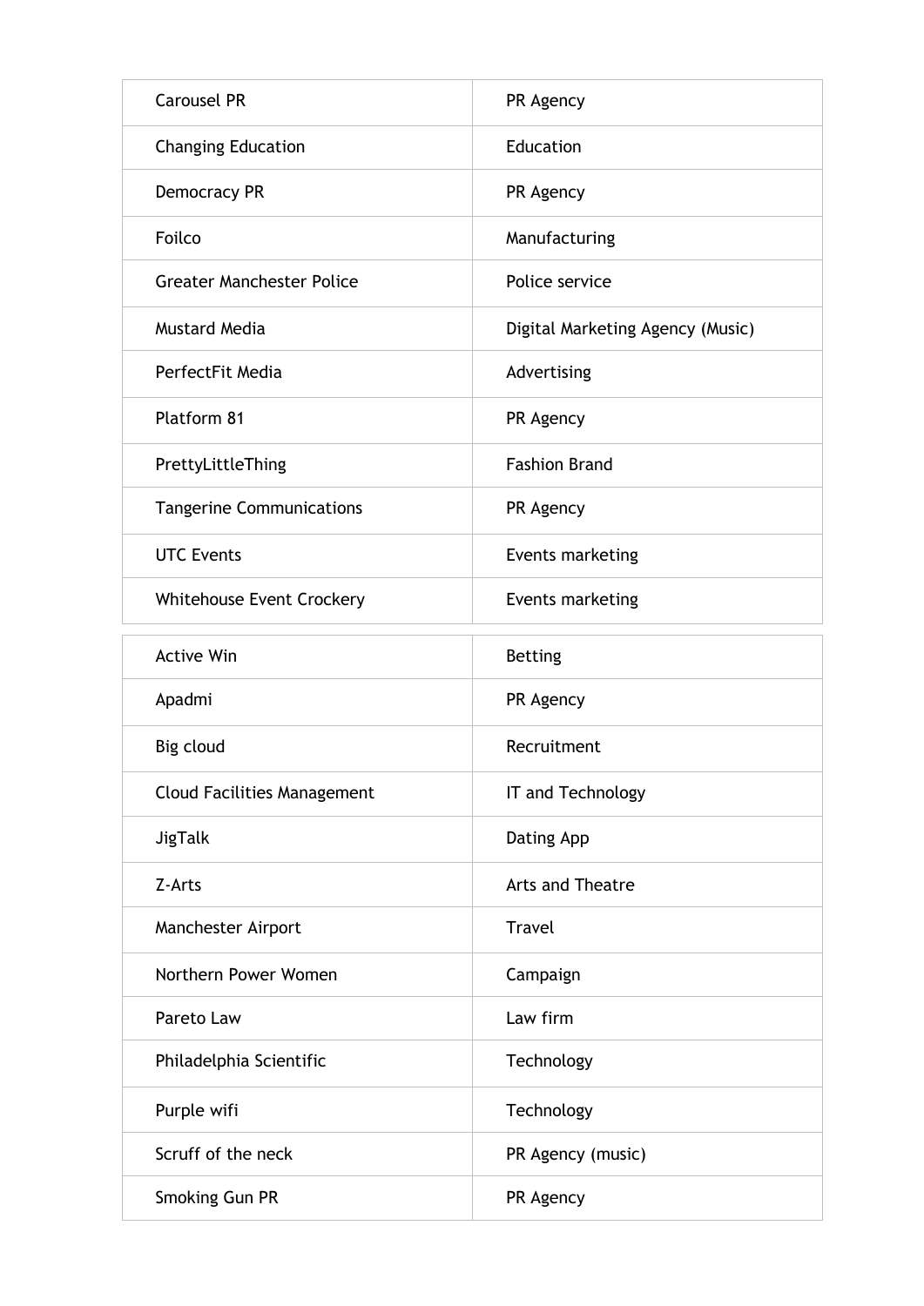| Carousel PR | PR Agency |
|---|---|
| Changing Education | Education |
| Democracy PR | PR Agency |
| Foilco | Manufacturing |
| Greater Manchester Police | Police service |
| Mustard Media | Digital Marketing Agency (Music) |
| PerfectFit Media | Advertising |
| Platform 81 | PR Agency |
| PrettyLittleThing | Fashion Brand |
| Tangerine Communications | PR Agency |
| UTC Events | Events marketing |
| Whitehouse Event Crockery | Events marketing |

| Active Win | Betting |
|---|---|
| Apadmi | PR Agency |
| Big cloud | Recruitment |
| Cloud Facilities Management | IT and Technology |
| JigTalk | Dating App |
| Z-Arts | Arts and Theatre |
| Manchester Airport | Travel |
| Northern Power Women | Campaign |
| Pareto Law | Law firm |
| Philadelphia Scientific | Technology |
| Purple wifi | Technology |
| Scruff of the neck | PR Agency (music) |
| Smoking Gun PR | PR Agency |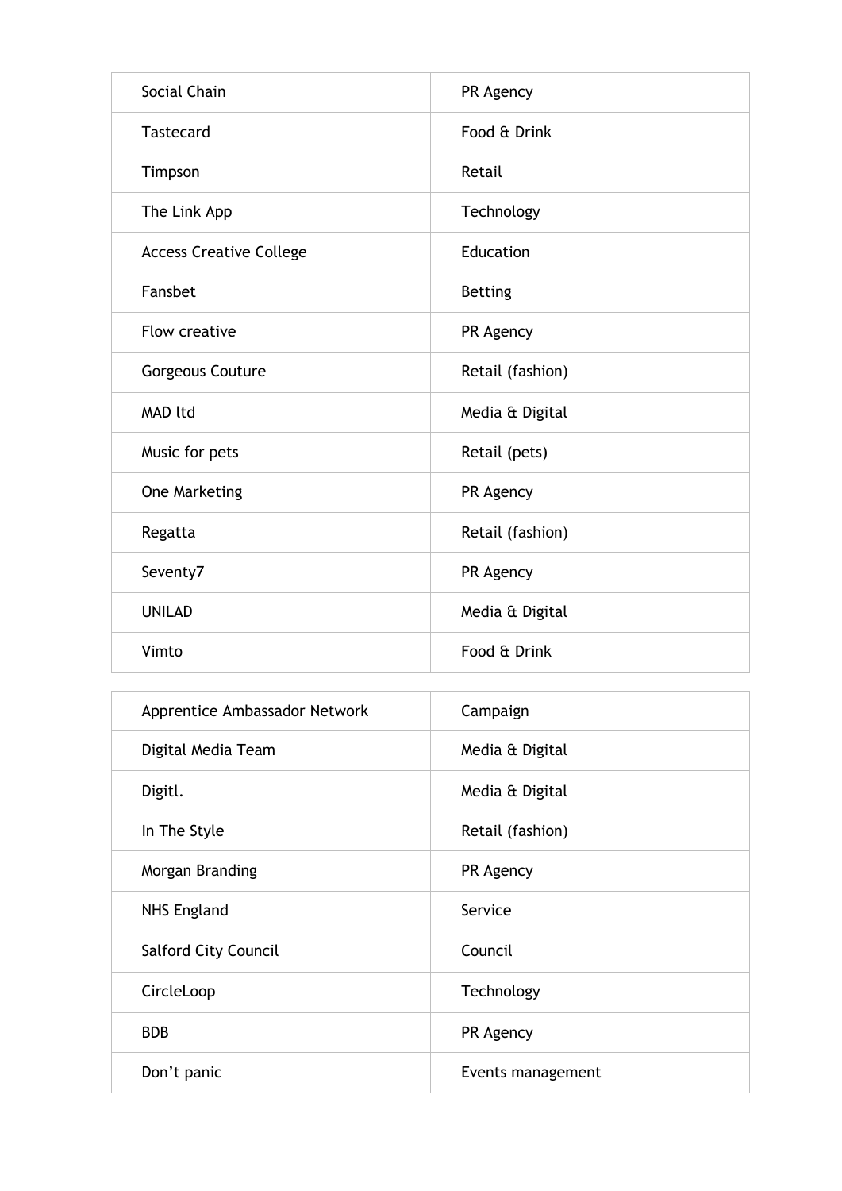| Social Chain | PR Agency |
|---|---|
| Tastecard | Food & Drink |
| Timpson | Retail |
| The Link App | Technology |
| Access Creative College | Education |
| Fansbet | Betting |
| Flow creative | PR Agency |
| Gorgeous Couture | Retail (fashion) |
| MAD ltd | Media & Digital |
| Music for pets | Retail (pets) |
| One Marketing | PR Agency |
| Regatta | Retail (fashion) |
| Seventy7 | PR Agency |
| UNILAD | Media & Digital |
| Vimto | Food & Drink |

| Apprentice Ambassador Network | Campaign |
|---|---|
| Digital Media Team | Media & Digital |
| Digitl. | Media & Digital |
| In The Style | Retail (fashion) |
| Morgan Branding | PR Agency |
| NHS England | Service |
| Salford City Council | Council |
| CircleLoop | Technology |
| BDB | PR Agency |
| Don't panic | Events management |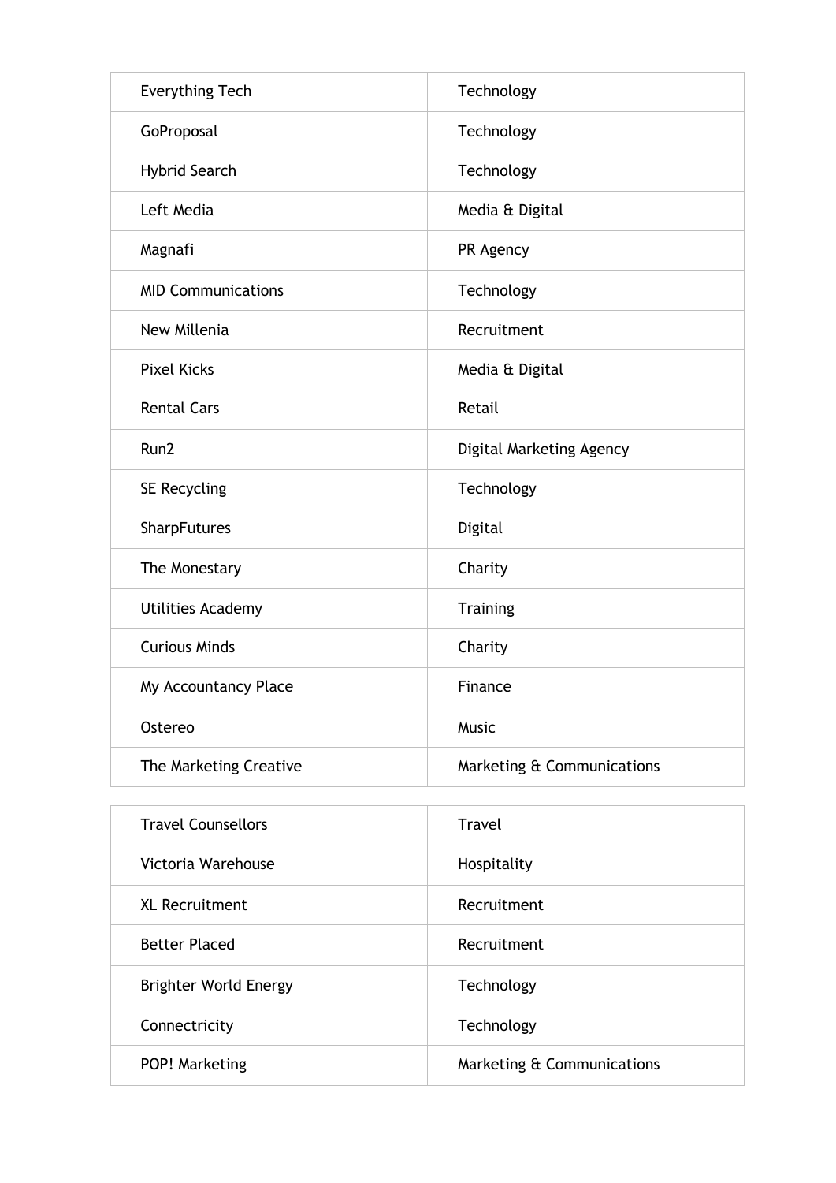| Everything Tech | Technology |
| --- | --- |
| GoProposal | Technology |
| Hybrid Search | Technology |
| Left Media | Media & Digital |
| Magnafi | PR Agency |
| MID Communications | Technology |
| New Millenia | Recruitment |
| Pixel Kicks | Media & Digital |
| Rental Cars | Retail |
| Run2 | Digital Marketing Agency |
| SE Recycling | Technology |
| SharpFutures | Digital |
| The Monestary | Charity |
| Utilities Academy | Training |
| Curious Minds | Charity |
| My Accountancy Place | Finance |
| Ostereo | Music |
| The Marketing Creative | Marketing & Communications |
| Travel Counsellors | Travel |
| Victoria Warehouse | Hospitality |
| XL Recruitment | Recruitment |
| Better Placed | Recruitment |
| Brighter World Energy | Technology |
| Connectricity | Technology |
| POP! Marketing | Marketing & Communications |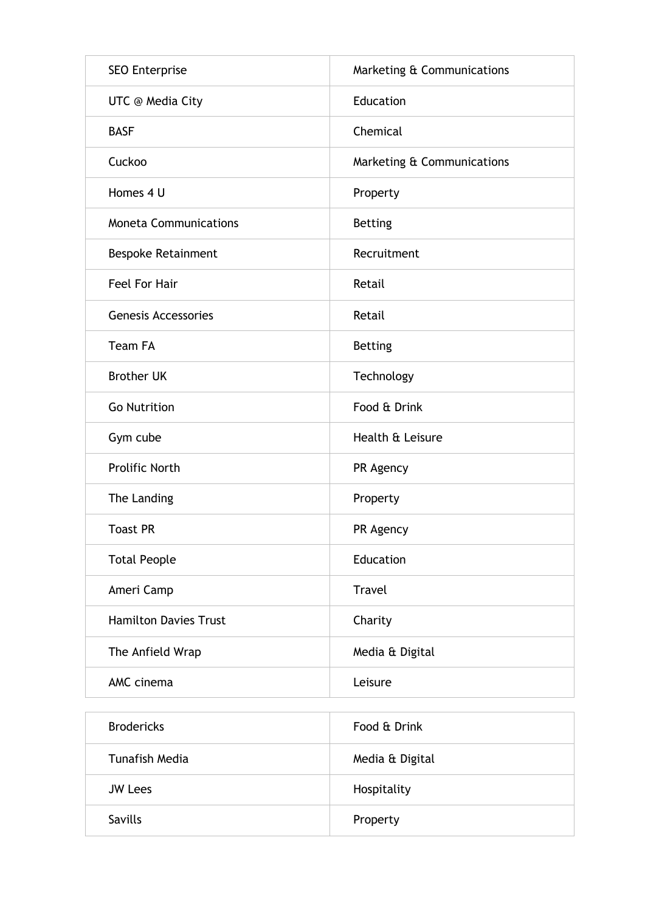| SEO Enterprise | Marketing & Communications |
|---|---|
| UTC @ Media City | Education |
| BASF | Chemical |
| Cuckoo | Marketing & Communications |
| Homes 4 U | Property |
| Moneta Communications | Betting |
| Bespoke Retainment | Recruitment |
| Feel For Hair | Retail |
| Genesis Accessories | Retail |
| Team FA | Betting |
| Brother UK | Technology |
| Go Nutrition | Food & Drink |
| Gym cube | Health & Leisure |
| Prolific North | PR Agency |
| The Landing | Property |
| Toast PR | PR Agency |
| Total People | Education |
| Ameri Camp | Travel |
| Hamilton Davies Trust | Charity |
| The Anfield Wrap | Media & Digital |
| AMC cinema | Leisure |
| Brodericks | Food & Drink |
| Tunafish Media | Media & Digital |
| JW Lees | Hospitality |
| Savills | Property |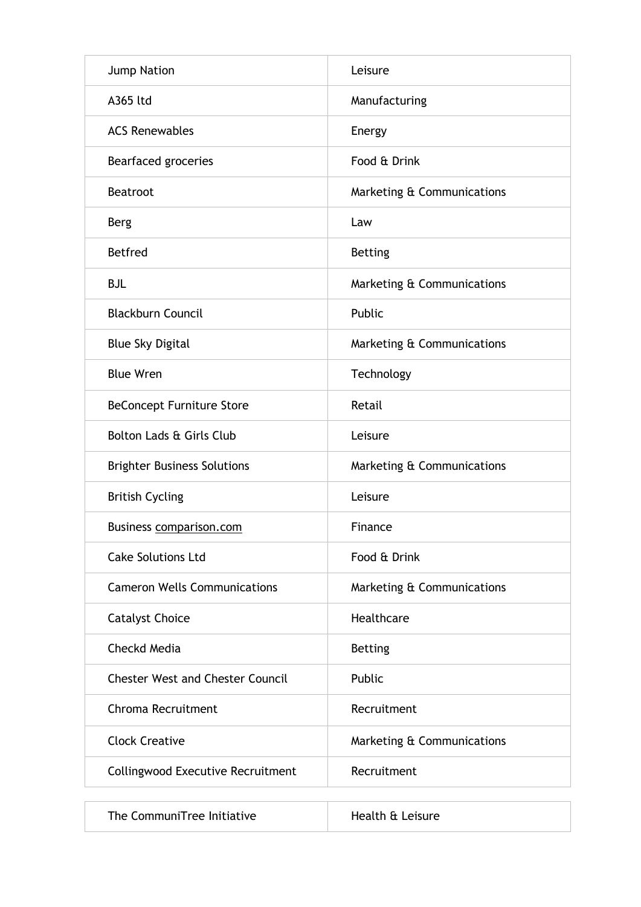| Jump Nation | Leisure |
|---|---|
| A365 ltd | Manufacturing |
| ACS Renewables | Energy |
| Bearfaced groceries | Food & Drink |
| Beatroot | Marketing & Communications |
| Berg | Law |
| Betfred | Betting |
| BJL | Marketing & Communications |
| Blackburn Council | Public |
| Blue Sky Digital | Marketing & Communications |
| Blue Wren | Technology |
| BeConcept Furniture Store | Retail |
| Bolton Lads & Girls Club | Leisure |
| Brighter Business Solutions | Marketing & Communications |
| British Cycling | Leisure |
| Business comparison.com | Finance |
| Cake Solutions Ltd | Food & Drink |
| Cameron Wells Communications | Marketing & Communications |
| Catalyst Choice | Healthcare |
| Checkd Media | Betting |
| Chester West and Chester Council | Public |
| Chroma Recruitment | Recruitment |
| Clock Creative | Marketing & Communications |
| Collingwood Executive Recruitment | Recruitment |
| The CommuniTree Initiative | Health & Leisure |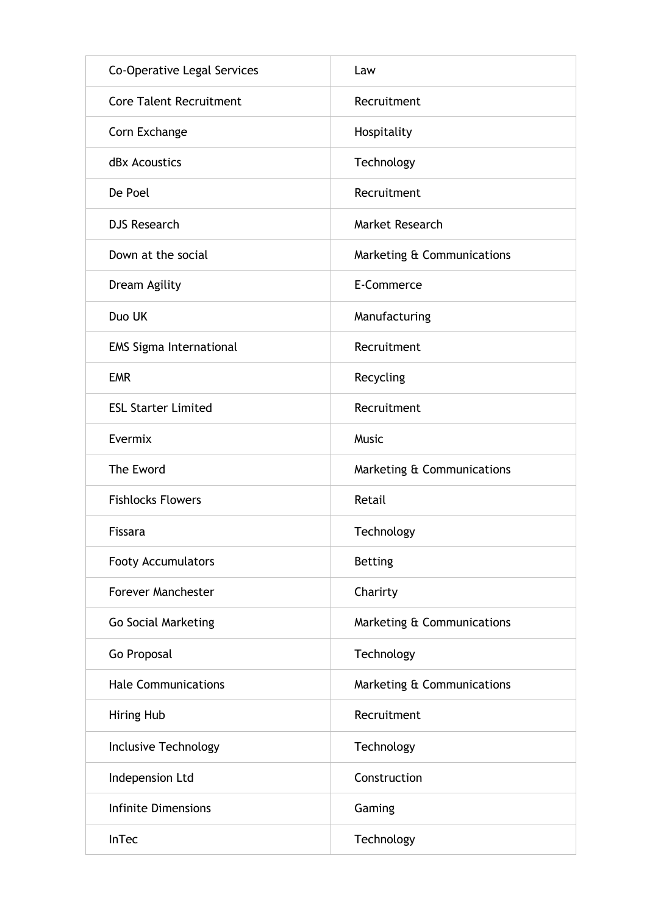| Co-Operative Legal Services | Law |
|---|---|
| Core Talent Recruitment | Recruitment |
| Corn Exchange | Hospitality |
| dBx Acoustics | Technology |
| De Poel | Recruitment |
| DJS Research | Market Research |
| Down at the social | Marketing & Communications |
| Dream Agility | E-Commerce |
| Duo UK | Manufacturing |
| EMS Sigma International | Recruitment |
| EMR | Recycling |
| ESL Starter Limited | Recruitment |
| Evermix | Music |
| The Eword | Marketing & Communications |
| Fishlocks Flowers | Retail |
| Fissara | Technology |
| Footy Accumulators | Betting |
| Forever Manchester | Charirty |
| Go Social Marketing | Marketing & Communications |
| Go Proposal | Technology |
| Hale Communications | Marketing & Communications |
| Hiring Hub | Recruitment |
| Inclusive Technology | Technology |
| Independsion Ltd | Construction |
| Infinite Dimensions | Gaming |
| InTec | Technology |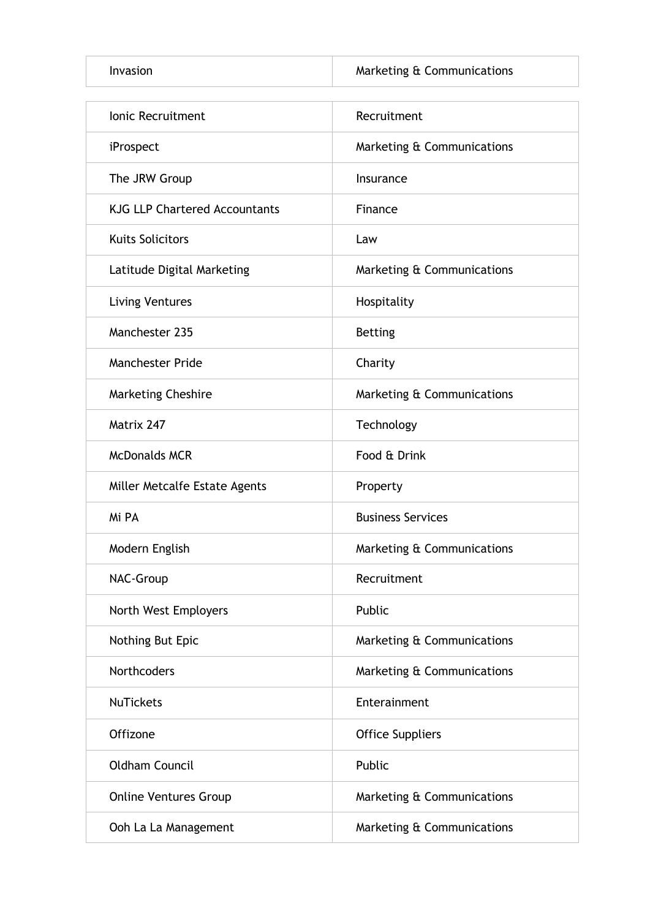| Invasion | Marketing & Communications |
|---|---|
| Ionic Recruitment | Recruitment |
| iProspect | Marketing & Communications |
| The JRW Group | Insurance |
| KJG LLP Chartered Accountants | Finance |
| Kuits Solicitors | Law |
| Latitude Digital Marketing | Marketing & Communications |
| Living Ventures | Hospitality |
| Manchester 235 | Betting |
| Manchester Pride | Charity |
| Marketing Cheshire | Marketing & Communications |
| Matrix 247 | Technology |
| McDonalds MCR | Food & Drink |
| Miller Metcalfe Estate Agents | Property |
| Mi PA | Business Services |
| Modern English | Marketing & Communications |
| NAC-Group | Recruitment |
| North West Employers | Public |
| Nothing But Epic | Marketing & Communications |
| Northcoders | Marketing & Communications |
| NuTickets | Enerainment |
| Offizone | Office Suppliers |
| Oldham Council | Public |
| Online Ventures Group | Marketing & Communications |
| Ooh La La Management | Marketing & Communications |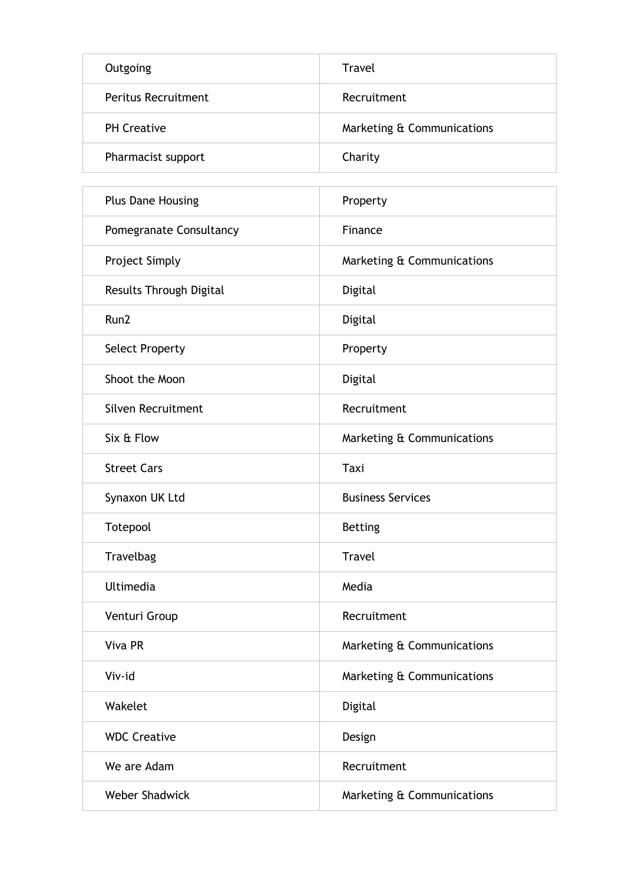| Outgoing | Travel |
| --- | --- |
| Peritus Recruitment | Recruitment |
| PH Creative | Marketing & Communications |
| Pharmacist support | Charity |
| Plus Dane Housing | Property |
| Pomegranate Consultancy | Finance |
| Project Simply | Marketing & Communications |
| Results Through Digital | Digital |
| Run2 | Digital |
| Select Property | Property |
| Shoot the Moon | Digital |
| Silven Recruitment | Recruitment |
| Six & Flow | Marketing & Communications |
| Street Cars | Taxi |
| Synaxon UK Ltd | Business Services |
| Totepool | Betting |
| Travelbag | Travel |
| Ultimedia | Media |
| Venturi Group | Recruitment |
| Viva PR | Marketing & Communications |
| Viv-id | Marketing & Communications |
| Wakelet | Digital |
| WDC Creative | Design |
| We are Adam | Recruitment |
| Weber Shadwick | Marketing & Communications |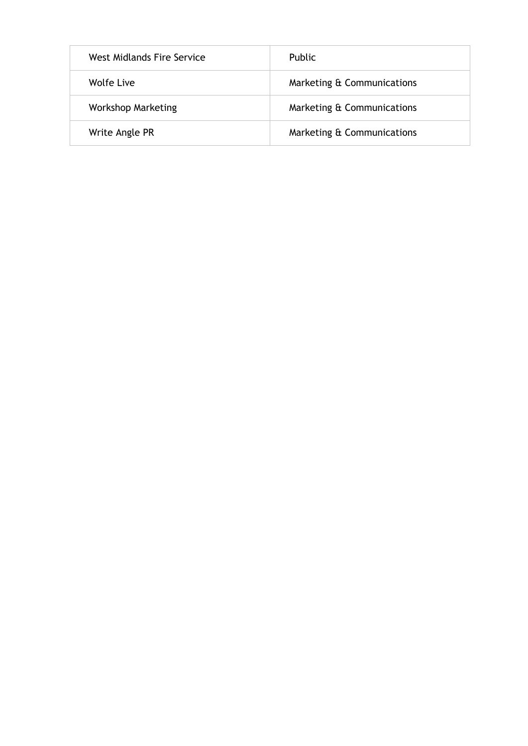| | |
|---|---|
| West Midlands Fire Service | Public |
| Wolfe Live | Marketing & Communications |
| Workshop Marketing | Marketing & Communications |
| Write Angle PR | Marketing & Communications |